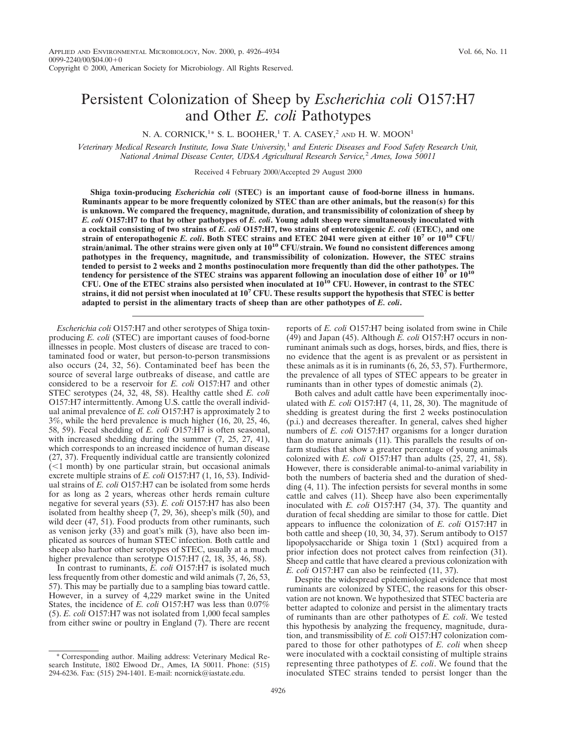# Persistent Colonization of Sheep by *Escherichia coli* O157:H7 and Other *E. coli* Pathotypes

N. A. CORNICK,[1]* S. L. BOOHER,[1] T. A. CASEY,[2] AND H. W. MOON[1]

*Veterinary Medical Research Institute, Iowa State University,[1] and Enteric Diseases and Food Safety Research Unit, National Animal Disease Center, UDSA Agricultural Research Service,[2] Ames, Iowa 50011*

Received 4 February 2000/Accepted 29 August 2000

**Shiga toxin-producing *Escherichia coli* (STEC) is an important cause of food-borne illness in humans. Ruminants appear to be more frequently colonized by STEC than are other animals, but the reason(s) for this is unknown. We compared the frequency, magnitude, duration, and transmissibility of colonization of sheep by *E. coli* O157:H7 to that by other pathotypes of *E. coli*. Young adult sheep were simultaneously inoculated with a cocktail consisting of two strains of *E. coli* O157:H7, two strains of enterotoxigenic *E. coli* (ETEC), and one strain of enteropathogenic *E. coli*. Both STEC strains and ETEC 2041 were given at either $10^7$ or $10^{10}$ CFU/strain/animal. The other strains were given only at $10^{10}$ CFU/strain. We found no consistent differences among pathotypes in the frequency, magnitude, and transmissibility of colonization. However, the STEC strains tended to persist to 2 weeks and 2 months postinoculation more frequently than did the other pathotypes. The tendency for persistence of the STEC strains was apparent following an inoculation dose of either $10^7$ or $10^{10}$ CFU. One of the ETEC strains also persisted when inoculated at $10^{10}$ CFU. However, in contrast to the STEC strains, it did not persist when inoculated at $10^7$ CFU. These results support the hypothesis that STEC is better adapted to persist in the alimentary tracts of sheep than are other pathotypes of *E. coli*.**

*Escherichia coli* O157:H7 and other serotypes of Shiga toxin-producing *E. coli* (STEC) are important causes of food-borne illnesses in people. Most clusters of disease are traced to contaminated food or water, but person-to-person transmissions also occurs (24, 32, 56). Contaminated beef has been the source of several large outbreaks of disease, and cattle are considered to be a reservoir for *E. coli* O157:H7 and other STEC serotypes (24, 32, 48, 58). Healthy cattle shed *E. coli* O157:H7 intermittently. Among U.S. cattle the overall individual animal prevalence of *E. coli* O157:H7 is approximately 2 to 3%, while the herd prevalence is much higher (16, 20, 25, 46, 58, 59). Fecal shedding of *E. coli* O157:H7 is often seasonal, with increased shedding during the summer (7, 25, 27, 41), which corresponds to an increased incidence of human disease (27, 37). Frequently individual cattle are transiently colonized (<1 month) by one particular strain, but occasional animals excrete multiple strains of *E. coli* O157:H7 (1, 16, 53). Individual strains of *E. coli* O157:H7 can be isolated from some herds for as long as 2 years, whereas other herds remain culture negative for several years (53). *E. coli* O157:H7 has also been isolated from healthy sheep (7, 29, 36), sheep's milk (50), and wild deer (47, 51). Food products from other ruminants, such as venison jerky (33) and goat's milk (3), have also been implicated as sources of human STEC infection. Both cattle and sheep also harbor other serotypes of STEC, usually at a much higher prevalence than serotype O157:H7 (2, 18, 35, 46, 58).

In contrast to ruminants, *E. coli* O157:H7 is isolated much less frequently from other domestic and wild animals (7, 26, 53, 57). This may be partially due to a sampling bias toward cattle. However, in a survey of 4,229 market swine in the United States, the incidence of *E. coli* O157:H7 was less than 0.07% (5). *E. coli* O157:H7 was not isolated from 1,000 fecal samples from either swine or poultry in England (7). There are recent reports of *E. coli* O157:H7 being isolated from swine in Chile (49) and Japan (45). Although *E. coli* O157:H7 occurs in nonruminant animals such as dogs, horses, birds, and flies, there is no evidence that the agent is as prevalent or as persistent in these animals as it is in ruminants (6, 26, 53, 57). Furthermore, the prevalence of all types of STEC appears to be greater in ruminants than in other types of domestic animals (2).

Both calves and adult cattle have been experimentally inoculated with *E. coli* O157:H7 (4, 11, 28, 30). The magnitude of shedding is greatest during the first 2 weeks postinoculation (p.i.) and decreases thereafter. In general, calves shed higher numbers of *E. coli* O157:H7 organisms for a longer duration than do mature animals (11). This parallels the results of on-farm studies that show a greater percentage of young animals colonized with *E. coli* O157:H7 than adults (25, 27, 41, 58). However, there is considerable animal-to-animal variability in both the numbers of bacteria shed and the duration of shedding (4, 11). The infection persists for several months in some cattle and calves (11). Sheep have also been experimentally inoculated with *E. coli* O157:H7 (34, 37). The quantity and duration of fecal shedding are similar to those for cattle. Diet appears to influence the colonization of *E. coli* O157:H7 in both cattle and sheep (10, 30, 34, 37). Serum antibody to O157 lipopolysaccharide or Shiga toxin 1 (Stx1) acquired from a prior infection does not protect calves from reinfection (31). Sheep and cattle that have cleared a previous colonization with *E. coli* O157:H7 can also be reinfected (11, 37).

Despite the widespread epidemiological evidence that most ruminants are colonized by STEC, the reasons for this observation are not known. We hypothesized that STEC bacteria are better adapted to colonize and persist in the alimentary tracts of ruminants than are other pathotypes of *E. coli*. We tested this hypothesis by analyzing the frequency, magnitude, duration, and transmissibility of *E. coli* O157:H7 colonization compared to those for other pathotypes of *E. coli* when sheep were inoculated with a cocktail consisting of multiple strains representing three pathotypes of *E. coli*. We found that the inoculated STEC strains tended to persist longer than the

\* Corresponding author. Mailing address: Veterinary Medical Research Institute, 1802 Elwood Dr., Ames, IA 50011. Phone: (515) 294-6236. Fax: (515) 294-1401. E-mail: ncornick@iastate.edu.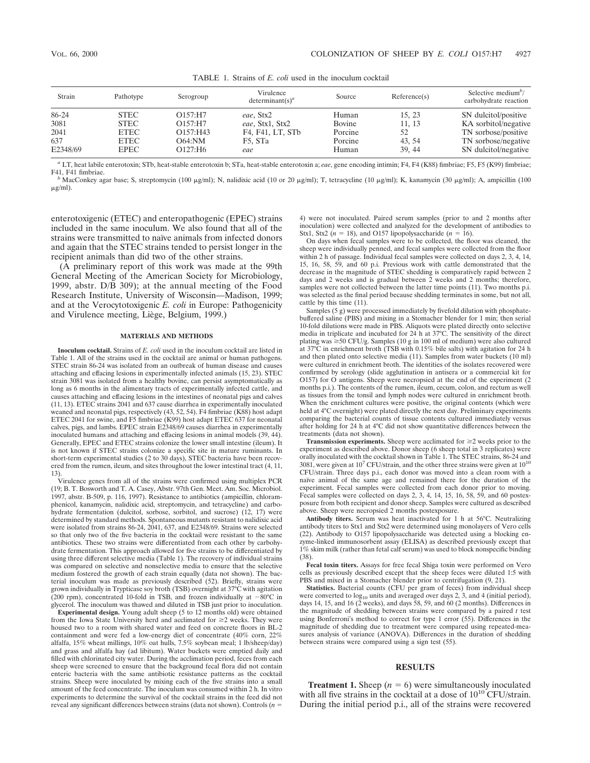TABLE 1. Strains of *E. coli* used in the inoculum cocktail

| Strain | Pathotype | Serogroup | Virulence determinant(s)[a] | Source | Reference(s) | Selective medium[b]/ carbohydrate reaction |
|---|---|---|---|---|---|---|
| 86-24 | STEC | O157:H7 | *eae*, Stx2 | Human | 15, 23 | SN dulcitol/positive |
| 3081 | STEC | O157:H7 | *eae*, Stx1, Stx2 | Bovine | 11, 13 | KA sorbitol/negative |
| 2041 | ETEC | O157:H43 | F4, F41, LT, STb | Porcine | 52 | TN sorbose/positive |
| 637 | ETEC | O64:NM | F5, STa | Porcine | 43, 54 | TN sorbose/negative |
| E2348/69 | EPEC | O127:H6 | *eae* | Human | 39, 44 | SN dulcitol/negative |

[a] LT, heat labile enterotoxin; STb, heat-stable enterotoxin b; STa, heat-stable enterotoxin a; *eae*, gene encoding intimin; F4, F4 (K88) fimbriae; F5, F5 (K99) fimbriae; F41, F41 fimbriae.

[b] MacConkey agar base; S, streptomycin (100 μg/ml); N, nalidixic acid (10 or 20 μg/ml); T, tetracycline (10 μg/ml); K, kanamycin (30 μg/ml); A, ampicillin (100 μg/ml).

enterotoxigenic (ETEC) and enteropathogenic (EPEC) strains included in the same inoculum. We also found that all of the strains were transmitted to naïve animals from infected donors and again that the STEC strains tended to persist longer in the recipient animals than did two of the other strains.

(A preliminary report of this work was made at the 99th General Meeting of the American Society for Microbiology, 1999, abstr. D/B 309); at the annual meeting of the Food Research Institute, University of Wisconsin—Madison, 1999; and at the Verocytotoxigenic *E. coli* in Europe: Pathogenicity and Virulence meeting, Liège, Belgium, 1999.)

## MATERIALS AND METHODS

**Inoculum cocktail.** Strains of *E. coli* used in the inoculum cocktail are listed in Table 1. All of the strains used in the cocktail are animal or human pathogens. STEC strain 86-24 was isolated from an outbreak of human disease and causes attaching and effacing lesions in experimentally infected animals (15, 23). STEC strain 3081 was isolated from a healthy bovine, can persist asymptomatically as long as 6 months in the alimentary tracts of experimentally infected cattle, and causes attaching and effacing lesions in the intestines of neonatal pigs and calves (11, 13). ETEC strains 2041 and 637 cause diarrhea in experimentally inoculated weaned and neonatal pigs, respectively (43, 52, 54). F4 fimbriae (K88) host adapt ETEC 2041 for swine, and F5 fimbriae (K99) host adapt ETEC 637 for neonatal calves, pigs, and lambs. EPEC strain E2348/69 causes diarrhea in experimentally inoculated humans and attaching and effacing lesions in animal models (39, 44). Generally, EPEC and ETEC strains colonize the lower small intestine (ileum). It is not known if STEC strains colonize a specific site in mature ruminants. In short-term experimental studies (2 to 30 days), STEC bacteria have been recovered from the rumen, ileum, and sites throughout the lower intestinal tract (4, 11, 13).

Virulence genes from all of the strains were confirmed using multiplex PCR (19; B. T. Bosworth and T. A. Casey, Abstr. 97th Gen. Meet. Am. Soc. Microbiol. 1997, abstr. B-509, p. 116, 1997). Resistance to antibiotics (ampicillin, chloramphenicol, kanamycin, nalidixic acid, streptomycin, and tetracycline) and carbohydrate fermentation (dulcitol, sorbose, sorbitol, and sucrose) (12, 17) were determined by standard methods. Spontaneous mutants resistant to nalidixic acid were isolated from strains 86-24, 2041, 637, and E2348/69. Strains were selected so that only two of the five bacteria in the cocktail were resistant to the same antibiotics. These two strains were differentiated from each other by carbohydrate fermentation. This approach allowed for five strains to be differentiated by using three different selective media (Table 1). The recovery of individual strains was compared on selective and nonselective media to ensure that the selective medium fostered the growth of each strain equally (data not shown). The bacterial inoculum was made as previously described (52). Briefly, strains were grown individually in Trypticase soy broth (TSB) overnight at 37°C with agitation (200 rpm), concentrated 10-fold in TSB, and frozen individually at −80°C in glycerol. The inoculum was thawed and diluted in TSB just prior to inoculation.

**Experimental design.** Young adult sheep (5 to 12 months old) were obtained from the Iowa State University herd and acclimated for ≥2 weeks. They were housed two to a room with shared water and feed on concrete floors in BL-2 containment and were fed a low-energy diet of concentrate (40% corn, 22% alfalfa, 15% wheat millings, 10% oat hulls, 7.5% soybean meal; 1 lb/sheep/day) and grass and alfalfa hay (ad libitum). Water buckets were emptied daily and filled with chlorinated city water. During the acclimation period, feces from each sheep were screened to ensure that the background fecal flora did not contain enteric bacteria with the same antibiotic resistance patterns as the cocktail strains. Sheep were inoculated by mixing each of the five strains into a small amount of the feed concentrate. The inoculum was consumed within 2 h. In vitro experiments to determine the survival of the cocktail strains in the feed did not reveal any significant differences between strains (data not shown). Controls ($n$ = 4) were not inoculated. Paired serum samples (prior to and 2 months after inoculation) were collected and analyzed for the development of antibodies to Stx1, Stx2 ($n$ = 18), and O157 lipopolysaccharide ($n$ = 16).

On days when fecal samples were to be collected, the floor was cleaned, the sheep were individually penned, and fecal samples were collected from the floor within 2 h of passage. Individual fecal samples were collected on days 2, 3, 4, 14, 15, 16, 58, 59, and 60 p.i. Previous work with cattle demonstrated that the decrease in the magnitude of STEC shedding is comparatively rapid between 2 days and 2 weeks and is gradual between 2 weeks and 2 months; therefore, samples were not collected between the latter time points (11). Two months p.i. was selected as the final period because shedding terminates in some, but not all, cattle by this time (11).

Samples (5 g) were processed immediately by fivefold dilution with phosphate-buffered saline (PBS) and mixing in a Stomacher blender for 1 min; then serial 10-fold dilutions were made in PBS. Aliquots were plated directly onto selective media in triplicate and incubated for 24 h at 37°C. The sensitivity of the direct plating was ≥50 CFU/g. Samples (10 g in 100 ml of medium) were also cultured at 37°C in enrichment broth (TSB with 0.15% bile salts) with agitation for 24 h and then plated onto selective media (11). Samples from water buckets (10 ml) were cultured in enrichment broth. The identities of the isolates recovered were confirmed by serology (slide agglutination in antisera or a commercial kit for O157) for O antigens. Sheep were necropsied at the end of the experiment (2 months p.i.). The contents of the rumen, ileum, cecum, colon, and rectum as well as tissues from the tonsil and lymph nodes were cultured in enrichment broth. When the enrichment cultures were positive, the original contents (which were held at 4°C overnight) were plated directly the next day. Preliminary experiments comparing the bacterial counts of tissue contents cultured immediately versus after holding for 24 h at 4°C did not show quantitative differences between the treatments (data not shown).

**Transmission experiments.** Sheep were acclimated for ≥2 weeks prior to the experiment as described above. Donor sheep (6 sheep total in 3 replicates) were orally inoculated with the cocktail shown in Table 1. The STEC strains, 86-24 and 3081, were given at $10^7$ CFU/strain, and the other three strains were given at $10^{10}$ CFU/strain. Three days p.i., each donor was moved into a clean room with a naïve animal of the same age and remained there for the duration of the experiment. Fecal samples were collected from each donor prior to moving. Fecal samples were collected on days 2, 3, 4, 14, 15, 16, 58, 59, and 60 postexposure from both recipient and donor sheep. Samples were cultured as described above. Sheep were necropsied 2 months postexposure.

**Antibody titers.** Serum was heat inactivated for 1 h at 56°C. Neutralizing antibody titers to Stx1 and Stx2 were determined using monolayers of Vero cells (22). Antibody to O157 lipopolysaccharide was detected using a blocking enzyme-linked immunosorbent assay (ELISA) as described previously except that 1% skim milk (rather than fetal calf serum) was used to block nonspecific binding (38).

**Fecal toxin titers.** Assays for free fecal Shiga toxin were performed on Vero cells as previously described except that the sheep feces were diluted 1:5 with PBS and mixed in a Stomacher blender prior to centrifugation (9, 21).

**Statistics.** Bacterial counts (CFU per gram of feces) from individual sheep were converted to $\log_{10}$ units and averaged over days 2, 3, and 4 (initial period), days 14, 15, and 16 (2 weeks), and days 58, 59, and 60 (2 months). Differences in the magnitude of shedding between strains were compared by a paired $t$ test using Bonferroni's method to correct for type 1 error (55). Differences in the magnitude of shedding due to treatment were compared using repeated-measures analysis of variance (ANOVA). Differences in the duration of shedding between strains were compared using a sign test (55).

## RESULTS

**Treatment 1.** Sheep ($n$ = 6) were simultaneously inoculated with all five strains in the cocktail at a dose of $10^{10}$ CFU/strain. During the initial period p.i., all of the strains were recovered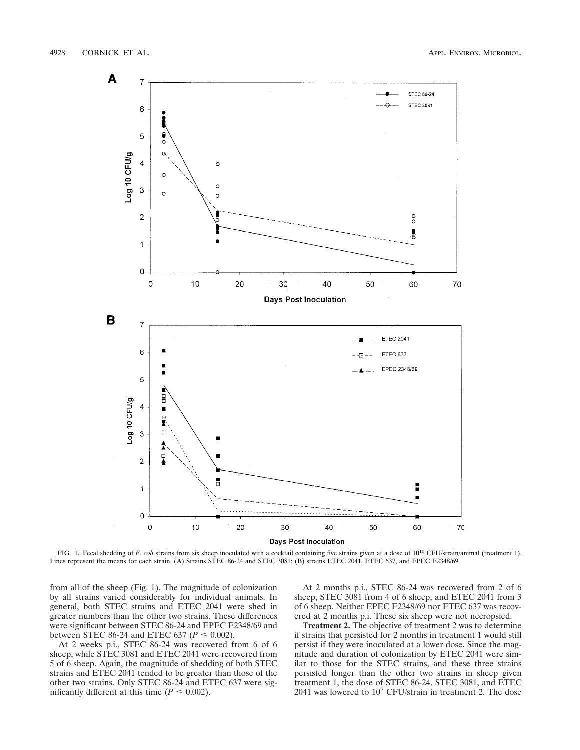FIG. 1. Fecal shedding of *E. coli* strains from six sheep inoculated with a cocktail containing five strains given at a dose of $10^{10}$ CFU/strain/animal (treatment 1). Lines represent the means for each strain. (A) Strains STEC 86-24 and STEC 3081; (B) strains ETEC 2041, ETEC 637, and EPEC E2348/69.

from all of the sheep (Fig. 1). The magnitude of colonization by all strains varied considerably for individual animals. In general, both STEC strains and ETEC 2041 were shed in greater numbers than the other two strains. These differences were significant between STEC 86-24 and EPEC E2348/69 and between STEC 86-24 and ETEC 637 ($P \leq 0.002$).

At 2 weeks p.i., STEC 86-24 was recovered from 6 of 6 sheep, while STEC 3081 and ETEC 2041 were recovered from 5 of 6 sheep. Again, the magnitude of shedding of both STEC strains and ETEC 2041 tended to be greater than those of the other two strains. Only STEC 86-24 and ETEC 637 were significantly different at this time ($P \leq 0.002$).

At 2 months p.i., STEC 86-24 was recovered from 2 of 6 sheep, STEC 3081 from 4 of 6 sheep, and ETEC 2041 from 3 of 6 sheep. Neither EPEC E2348/69 nor ETEC 637 was recovered at 2 months p.i. These six sheep were not necropsied.

**Treatment 2.** The objective of treatment 2 was to determine if strains that persisted for 2 months in treatment 1 would still persist if they were inoculated at a lower dose. Since the magnitude and duration of colonization by ETEC 2041 were similar to those for the STEC strains, and these three strains persisted longer than the other two strains in sheep given treatment 1, the dose of STEC 86-24, STEC 3081, and ETEC 2041 was lowered to $10^7$ CFU/strain in treatment 2. The dose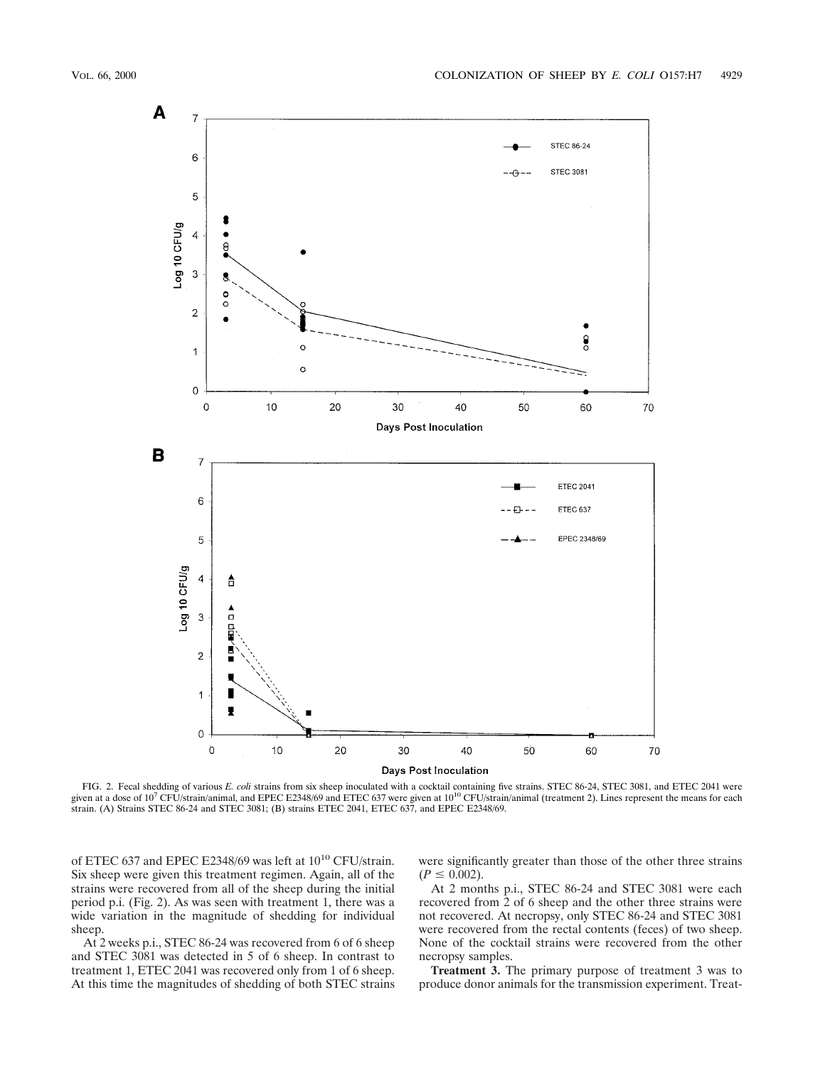FIG. 2. Fecal shedding of various *E. coli* strains from six sheep inoculated with a cocktail containing five strains. STEC 86-24, STEC 3081, and ETEC 2041 were given at a dose of $10^7$ CFU/strain/animal, and EPEC E2348/69 and ETEC 637 were given at $10^{10}$ CFU/strain/animal (treatment 2). Lines represent the means for each strain. (A) Strains STEC 86-24 and STEC 3081; (B) strains ETEC 2041, ETEC 637, and EPEC E2348/69.

of ETEC 637 and EPEC E2348/69 was left at $10^{10}$ CFU/strain. Six sheep were given this treatment regimen. Again, all of the strains were recovered from all of the sheep during the initial period p.i. (Fig. 2). As was seen with treatment 1, there was a wide variation in the magnitude of shedding for individual sheep.

At 2 weeks p.i., STEC 86-24 was recovered from 6 of 6 sheep and STEC 3081 was detected in 5 of 6 sheep. In contrast to treatment 1, ETEC 2041 was recovered only from 1 of 6 sheep. At this time the magnitudes of shedding of both STEC strains were significantly greater than those of the other three strains ($P \leq 0.002$).

At 2 months p.i., STEC 86-24 and STEC 3081 were each recovered from 2 of 6 sheep and the other three strains were not recovered. At necropsy, only STEC 86-24 and STEC 3081 were recovered from the rectal contents (feces) of two sheep. None of the cocktail strains were recovered from the other necropsy samples.

**Treatment 3.** The primary purpose of treatment 3 was to produce donor animals for the transmission experiment. Treat-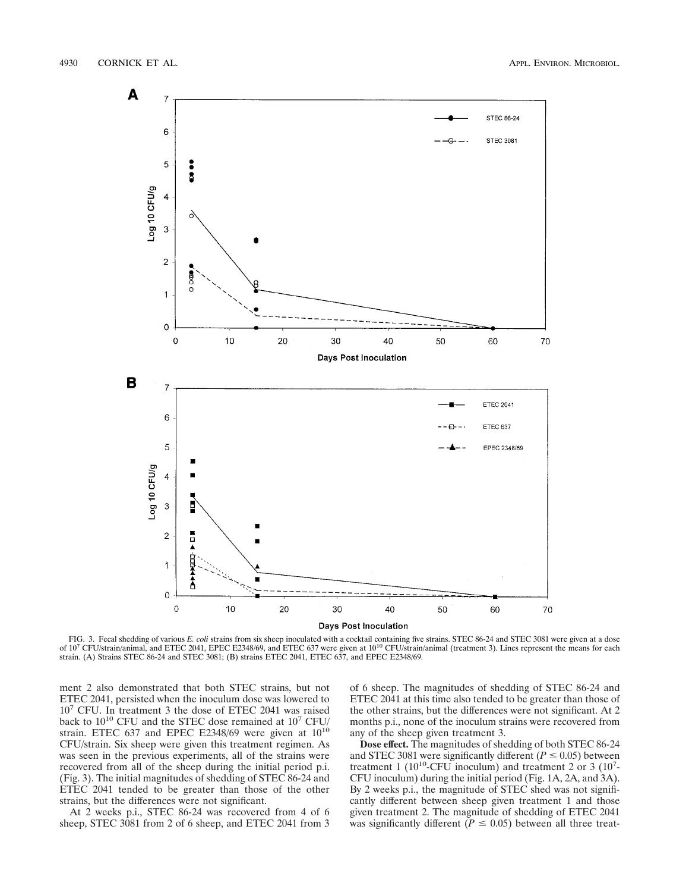FIG. 3. Fecal shedding of various *E. coli* strains from six sheep inoculated with a cocktail containing five strains. STEC 86-24 and STEC 3081 were given at a dose of $10^7$ CFU/strain/animal, and ETEC 2041, EPEC E2348/69, and ETEC 637 were given at $10^{10}$ CFU/strain/animal (treatment 3). Lines represent the means for each strain. (A) Strains STEC 86-24 and STEC 3081; (B) strains ETEC 2041, ETEC 637, and EPEC E2348/69.

ment 2 also demonstrated that both STEC strains, but not ETEC 2041, persisted when the inoculum dose was lowered to $10^7$ CFU. In treatment 3 the dose of ETEC 2041 was raised back to $10^{10}$ CFU and the STEC dose remained at $10^7$ CFU/strain. ETEC 637 and EPEC E2348/69 were given at $10^{10}$ CFU/strain. Six sheep were given this treatment regimen. As was seen in the previous experiments, all of the strains were recovered from all of the sheep during the initial period p.i. (Fig. 3). The initial magnitudes of shedding of STEC 86-24 and ETEC 2041 tended to be greater than those of the other strains, but the differences were not significant.

At 2 weeks p.i., STEC 86-24 was recovered from 4 of 6 sheep, STEC 3081 from 2 of 6 sheep, and ETEC 2041 from 3 of 6 sheep. The magnitudes of shedding of STEC 86-24 and ETEC 2041 at this time also tended to be greater than those of the other strains, but the differences were not significant. At 2 months p.i., none of the inoculum strains were recovered from any of the sheep given treatment 3.

**Dose effect.** The magnitudes of shedding of both STEC 86-24 and STEC 3081 were significantly different ($P \leq 0.05$) between treatment 1 ($10^{10}$-CFU inoculum) and treatment 2 or 3 ($10^7$-CFU inoculum) during the initial period (Fig. 1A, 2A, and 3A). By 2 weeks p.i., the magnitude of STEC shed was not significantly different between sheep given treatment 1 and those given treatment 2. The magnitude of shedding of ETEC 2041 was significantly different ($P \leq 0.05$) between all three treat-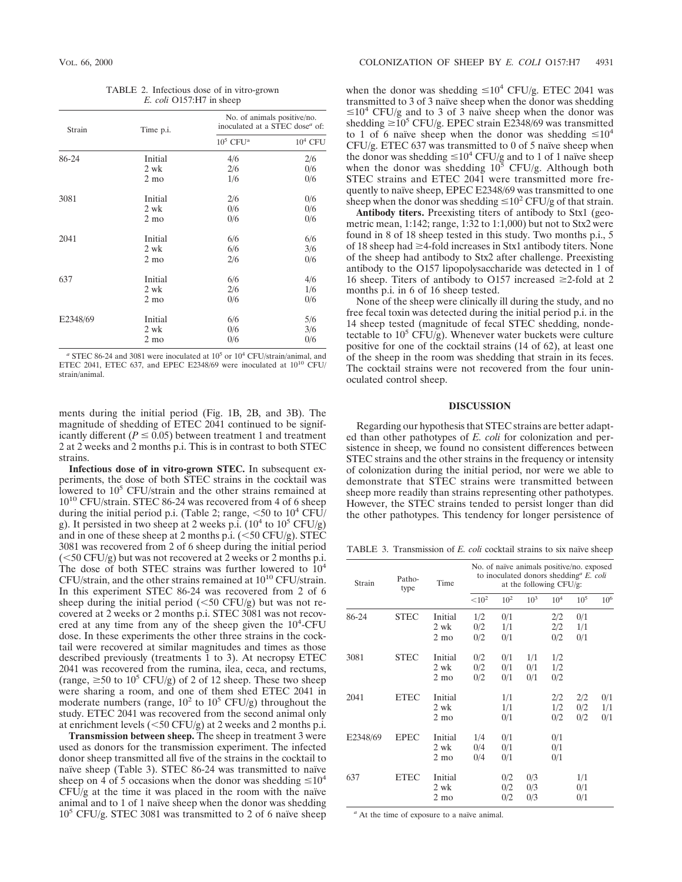ments during the initial period (Fig. 1B, 2B, and 3B). The magnitude of shedding of ETEC 2041 continued to be significantly different ($P \leq 0.05$) between treatment 1 and treatment 2 at 2 weeks and 2 months p.i. This is in contrast to both STEC strains.

TABLE 2. Infectious dose of in vitro-grown *E. coli* O157:H7 in sheep

| Strain | Time p.i. | No. of animals positive/no. inoculated at a STEC dose[a] of: | |
|---|---|---|---|
| | | $10^5$ CFU[a] | $10^4$ CFU |
| 86-24 | Initial | 4/6 | 2/6 |
| | 2 wk | 2/6 | 0/6 |
| | 2 mo | 1/6 | 0/6 |
| 3081 | Initial | 2/6 | 0/6 |
| | 2 wk | 0/6 | 0/6 |
| | 2 mo | 0/6 | 0/6 |
| 2041 | Initial | 6/6 | 6/6 |
| | 2 wk | 6/6 | 3/6 |
| | 2 mo | 2/6 | 0/6 |
| 637 | Initial | 6/6 | 4/6 |
| | 2 wk | 2/6 | 1/6 |
| | 2 mo | 0/6 | 0/6 |
| E2348/69 | Initial | 6/6 | 5/6 |
| | 2 wk | 0/6 | 3/6 |
| | 2 mo | 0/6 | 0/6 |

[a] STEC 86-24 and 3081 were inoculated at $10^5$ or $10^4$ CFU/strain/animal, and ETEC 2041, ETEC 637, and EPEC E2348/69 were inoculated at $10^{10}$ CFU/strain/animal.

**Infectious dose of in vitro-grown STEC.** In subsequent experiments, the dose of both STEC strains in the cocktail was lowered to $10^5$ CFU/strain and the other strains remained at $10^{10}$ CFU/strain. STEC 86-24 was recovered from 4 of 6 sheep during the initial period p.i. (Table 2; range, <50 to $10^4$ CFU/g). It persisted in two sheep at 2 weeks p.i. ($10^4$ to $10^5$ CFU/g) and in one of these sheep at 2 months p.i. (<50 CFU/g). STEC 3081 was recovered from 2 of 6 sheep during the initial period (<50 CFU/g) but was not recovered at 2 weeks or 2 months p.i. The dose of both STEC strains was further lowered to $10^4$ CFU/strain, and the other strains remained at $10^{10}$ CFU/strain. In this experiment STEC 86-24 was recovered from 2 of 6 sheep during the initial period (<50 CFU/g) but was not recovered at 2 weeks or 2 months p.i. STEC 3081 was not recovered at any time from any of the sheep given the $10^4$-CFU dose. In these experiments the other three strains in the cocktail were recovered at similar magnitudes and times as those described previously (treatments 1 to 3). At necropsy ETEC 2041 was recovered from the rumina, ilea, ceca, and rectums, (range, ≥50 to $10^5$ CFU/g) of 2 of 12 sheep. These two sheep were sharing a room, and one of them shed ETEC 2041 in moderate numbers (range, $10^2$ to $10^5$ CFU/g) throughout the study. ETEC 2041 was recovered from the second animal only at enrichment levels (<50 CFU/g) at 2 weeks and 2 months p.i.

**Transmission between sheep.** The sheep in treatment 3 were used as donors for the transmission experiment. The infected donor sheep transmitted all five of the strains in the cocktail to naïve sheep (Table 3). STEC 86-24 was transmitted to naïve sheep on 4 of 5 occasions when the donor was shedding $\leq 10^4$ CFU/g at the time it was placed in the room with the naïve animal and to 1 of 1 naïve sheep when the donor was shedding $10^5$ CFU/g. STEC 3081 was transmitted to 2 of 6 naïve sheep when the donor was shedding $\leq 10^4$ CFU/g. ETEC 2041 was transmitted to 3 of 3 naïve sheep when the donor was shedding $\leq 10^4$ CFU/g and to 3 of 3 naïve sheep when the donor was shedding $\geq 10^5$ CFU/g. EPEC strain E2348/69 was transmitted to 1 of 6 naïve sheep when the donor was shedding $\leq 10^4$ CFU/g. ETEC 637 was transmitted to 0 of 5 naïve sheep when the donor was shedding $\leq 10^4$ CFU/g and to 1 of 1 naïve sheep when the donor was shedding $10^5$ CFU/g. Although both STEC strains and ETEC 2041 were transmitted more frequently to naïve sheep, EPEC E2348/69 was transmitted to one sheep when the donor was shedding $\leq 10^2$ CFU/g of that strain.

**Antibody titers.** Preexisting titers of antibody to Stx1 (geometric mean, 1:142; range, 1:32 to 1:1,000) but not to Stx2 were found in 8 of 18 sheep tested in this study. Two months p.i., 5 of 18 sheep had ≥4-fold increases in Stx1 antibody titers. None of the sheep had antibody to Stx2 after challenge. Preexisting antibody to the O157 lipopolysaccharide was detected in 1 of 16 sheep. Titers of antibody to O157 increased ≥2-fold at 2 months p.i. in 6 of 16 sheep tested.

None of the sheep were clinically ill during the study, and no free fecal toxin was detected during the initial period p.i. in the 14 sheep tested (magnitude of fecal STEC shedding, nondetectable to $10^5$ CFU/g). Whenever water buckets were culture positive for one of the cocktail strains (14 of 62), at least one of the sheep in the room was shedding that strain in its feces. The cocktail strains were not recovered from the four uninoculated control sheep.

## DISCUSSION

Regarding our hypothesis that STEC strains are better adapted than other pathotypes of *E. coli* for colonization and persistence in sheep, we found no consistent differences between STEC strains and the other strains in the frequency or intensity of colonization during the initial period, nor were we able to demonstrate that STEC strains were transmitted between sheep more readily than strains representing other pathotypes. However, the STEC strains tended to persist longer than did the other pathotypes. This tendency for longer persistence of

TABLE 3. Transmission of *E. coli* cocktail strains to six naïve sheep

| Strain | Pathotype | Time | No. of naïve animals positive/no. exposed to inoculated donors shedding[a] *E. coli* at the following CFU/g: | | | | | |
|---|---|---|---|---|---|---|---|---|
| | | | $<10^2$ | $10^2$ | $10^3$ | $10^4$ | $10^5$ | $10^6$ |
| 86-24 | STEC | Initial | 1/2 | 0/1 | | 2/2 | 0/1 | |
| | | 2 wk | 0/2 | 1/1 | | 2/2 | 1/1 | |
| | | 2 mo | 0/2 | 0/1 | | 0/2 | 0/1 | |
| 3081 | STEC | Initial | 0/2 | 0/1 | 1/1 | 1/2 | | |
| | | 2 wk | 0/2 | 0/1 | 0/1 | 1/2 | | |
| | | 2 mo | 0/2 | 0/1 | 0/1 | 0/2 | | |
| 2041 | ETEC | Initial | | 1/1 | | 2/2 | 2/2 | 0/1 |
| | | 2 wk | | 1/1 | | 1/2 | 0/2 | 1/1 |
| | | 2 mo | | 0/1 | | 0/2 | 0/2 | 0/1 |
| E2348/69 | EPEC | Initial | 1/4 | 0/1 | | 0/1 | | |
| | | 2 wk | 0/4 | 0/1 | | 0/1 | | |
| | | 2 mo | 0/4 | 0/1 | | 0/1 | | |
| 637 | ETEC | Initial | | 0/2 | 0/3 | | 1/1 | |
| | | 2 wk | | 0/2 | 0/3 | | 0/1 | |
| | | 2 mo | | 0/2 | 0/3 | | 0/1 | |

[a] At the time of exposure to a naïve animal.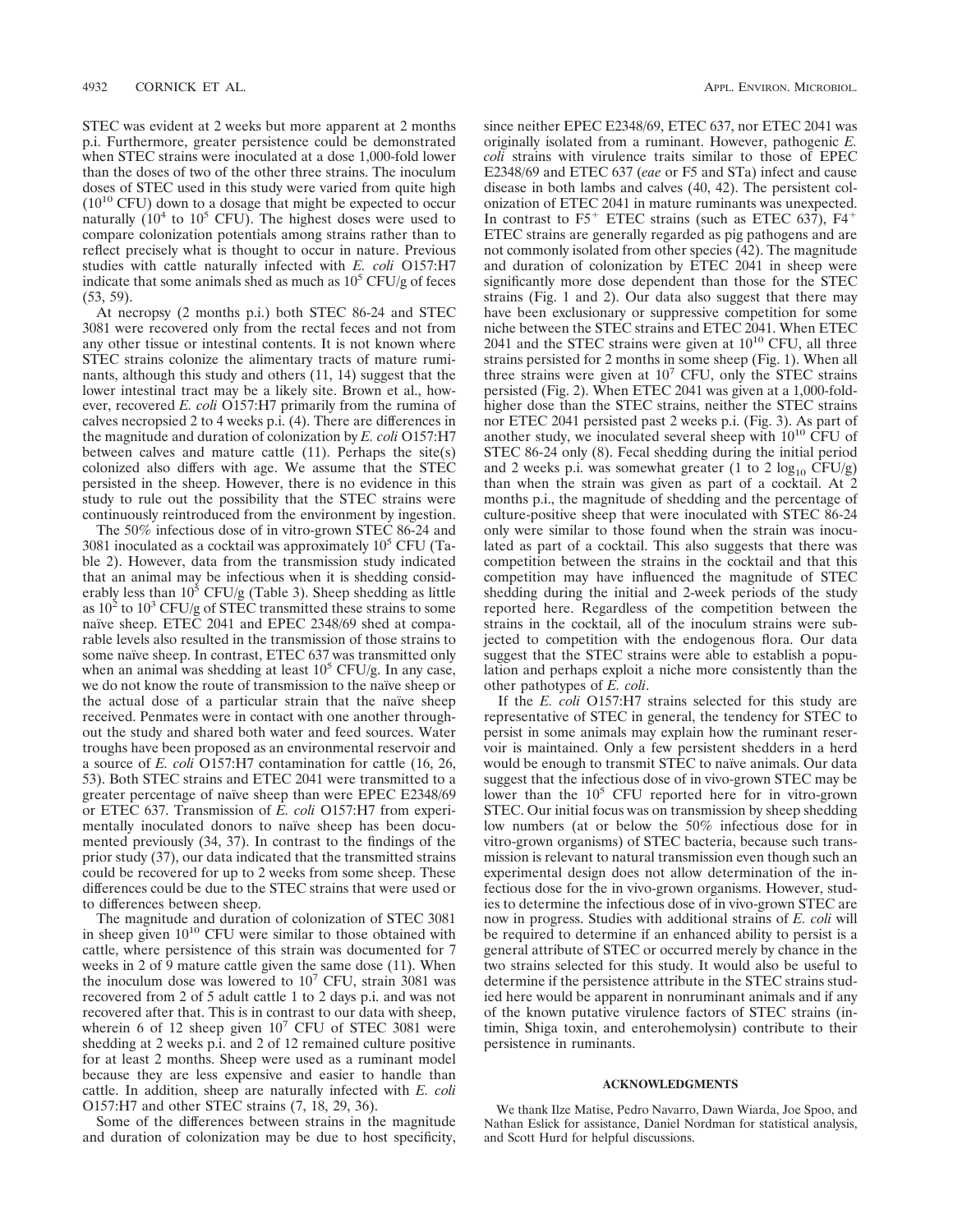STEC was evident at 2 weeks but more apparent at 2 months p.i. Furthermore, greater persistence could be demonstrated when STEC strains were inoculated at a dose 1,000-fold lower than the doses of two of the other three strains. The inoculum doses of STEC used in this study were varied from quite high ($10^{10}$ CFU) down to a dosage that might be expected to occur naturally ($10^4$ to $10^5$ CFU). The highest doses were used to compare colonization potentials among strains rather than to reflect precisely what is thought to occur in nature. Previous studies with cattle naturally infected with *E. coli* O157:H7 indicate that some animals shed as much as $10^5$ CFU/g of feces (53, 59).

At necropsy (2 months p.i.) both STEC 86-24 and STEC 3081 were recovered only from the rectal feces and not from any other tissue or intestinal contents. It is not known where STEC strains colonize the alimentary tracts of mature ruminants, although this study and others (11, 14) suggest that the lower intestinal tract may be a likely site. Brown et al., however, recovered *E. coli* O157:H7 primarily from the rumina of calves necropsied 2 to 4 weeks p.i. (4). There are differences in the magnitude and duration of colonization by *E. coli* O157:H7 between calves and mature cattle (11). Perhaps the site(s) colonized also differs with age. We assume that the STEC persisted in the sheep. However, there is no evidence in this study to rule out the possibility that the STEC strains were continuously reintroduced from the environment by ingestion.

The 50% infectious dose of in vitro-grown STEC 86-24 and 3081 inoculated as a cocktail was approximately $10^5$ CFU (Table 2). However, data from the transmission study indicated that an animal may be infectious when it is shedding considerably less than $10^5$ CFU/g (Table 3). Sheep shedding as little as $10^2$ to $10^3$ CFU/g of STEC transmitted these strains to some naïve sheep. ETEC 2041 and EPEC 2348/69 shed at comparable levels also resulted in the transmission of those strains to some naïve sheep. In contrast, ETEC 637 was transmitted only when an animal was shedding at least $10^5$ CFU/g. In any case, we do not know the route of transmission to the naïve sheep or the actual dose of a particular strain that the naïve sheep received. Penmates were in contact with one another throughout the study and shared both water and feed sources. Water troughs have been proposed as an environmental reservoir and a source of *E. coli* O157:H7 contamination for cattle (16, 26, 53). Both STEC strains and ETEC 2041 were transmitted to a greater percentage of naïve sheep than were EPEC E2348/69 or ETEC 637. Transmission of *E. coli* O157:H7 from experimentally inoculated donors to naïve sheep has been documented previously (34, 37). In contrast to the findings of the prior study (37), our data indicated that the transmitted strains could be recovered for up to 2 weeks from some sheep. These differences could be due to the STEC strains that were used or to differences between sheep.

The magnitude and duration of colonization of STEC 3081 in sheep given $10^{10}$ CFU were similar to those obtained with cattle, where persistence of this strain was documented for 7 weeks in 2 of 9 mature cattle given the same dose (11). When the inoculum dose was lowered to $10^7$ CFU, strain 3081 was recovered from 2 of 5 adult cattle 1 to 2 days p.i. and was not recovered after that. This is in contrast to our data with sheep, wherein 6 of 12 sheep given $10^7$ CFU of STEC 3081 were shedding at 2 weeks p.i. and 2 of 12 remained culture positive for at least 2 months. Sheep were used as a ruminant model because they are less expensive and easier to handle than cattle. In addition, sheep are naturally infected with *E. coli* O157:H7 and other STEC strains (7, 18, 29, 36).

Some of the differences between strains in the magnitude and duration of colonization may be due to host specificity, since neither EPEC E2348/69, ETEC 637, nor ETEC 2041 was originally isolated from a ruminant. However, pathogenic *E. coli* strains with virulence traits similar to those of EPEC E2348/69 and ETEC 637 (*eae* or F5 and STa) infect and cause disease in both lambs and calves (40, 42). The persistent colonization of ETEC 2041 in mature ruminants was unexpected. In contrast to F5$^+$ ETEC strains (such as ETEC 637), F4$^+$ ETEC strains are generally regarded as pig pathogens and are not commonly isolated from other species (42). The magnitude and duration of colonization by ETEC 2041 in sheep were significantly more dose dependent than those for the STEC strains (Fig. 1 and 2). Our data also suggest that there may have been exclusionary or suppressive competition for some niche between the STEC strains and ETEC 2041. When ETEC 2041 and the STEC strains were given at $10^{10}$ CFU, all three strains persisted for 2 months in some sheep (Fig. 1). When all three strains were given at $10^7$ CFU, only the STEC strains persisted (Fig. 2). When ETEC 2041 was given at a 1,000-fold-higher dose than the STEC strains, neither the STEC strains nor ETEC 2041 persisted past 2 weeks p.i. (Fig. 3). As part of another study, we inoculated several sheep with $10^{10}$ CFU of STEC 86-24 only (8). Fecal shedding during the initial period and 2 weeks p.i. was somewhat greater (1 to 2 $\log_{10}$ CFU/g) than when the strain was given as part of a cocktail. At 2 months p.i., the magnitude of shedding and the percentage of culture-positive sheep that were inoculated with STEC 86-24 only were similar to those found when the strain was inoculated as part of a cocktail. This also suggests that there was competition between the strains in the cocktail and that this competition may have influenced the magnitude of STEC shedding during the initial and 2-week periods of the study reported here. Regardless of the competition between the strains in the cocktail, all of the inoculum strains were subjected to competition with the endogenous flora. Our data suggest that the STEC strains were able to establish a population and perhaps exploit a niche more consistently than the other pathotypes of *E. coli*.

If the *E. coli* O157:H7 strains selected for this study are representative of STEC in general, the tendency for STEC to persist in some animals may explain how the ruminant reservoir is maintained. Only a few persistent shedders in a herd would be enough to transmit STEC to naïve animals. Our data suggest that the infectious dose of in vivo-grown STEC may be lower than the $10^5$ CFU reported here for in vitro-grown STEC. Our initial focus was on transmission by sheep shedding low numbers (at or below the 50% infectious dose for in vitro-grown organisms) of STEC bacteria, because such transmission is relevant to natural transmission even though such an experimental design does not allow determination of the infectious dose for the in vivo-grown organisms. However, studies to determine the infectious dose of in vivo-grown STEC are now in progress. Studies with additional strains of *E. coli* will be required to determine if an enhanced ability to persist is a general attribute of STEC or occurred merely by chance in the two strains selected for this study. It would also be useful to determine if the persistence attribute in the STEC strains studied here would be apparent in nonruminant animals and if any of the known putative virulence factors of STEC strains (intimin, Shiga toxin, and enterohemolysin) contribute to their persistence in ruminants.

## ACKNOWLEDGMENTS

We thank Ilze Matise, Pedro Navarro, Dawn Wiarda, Joe Spoo, and Nathan Eslick for assistance, Daniel Nordman for statistical analysis, and Scott Hurd for helpful discussions.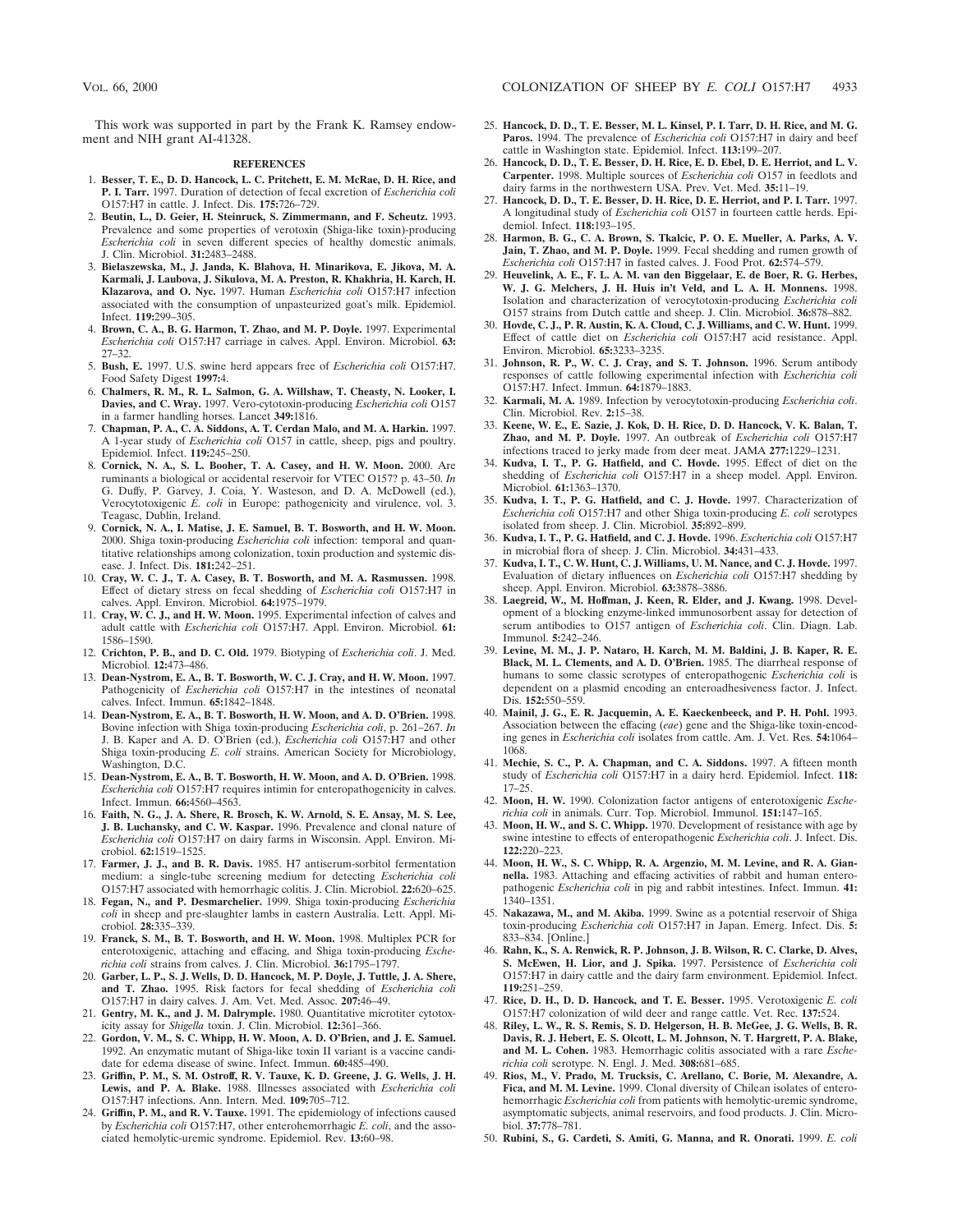This work was supported in part by the Frank K. Ramsey endowment and NIH grant AI-41328.

## REFERENCES

1. **Besser, T. E., D. D. Hancock, L. C. Pritchett, E. M. McRae, D. H. Rice, and P. I. Tarr.** 1997. Duration of detection of fecal excretion of *Escherichia coli* O157:H7 in cattle. J. Infect. Dis. **175:**726–729.
2. **Beutin, L., D. Geier, H. Steinruck, S. Zimmermann, and F. Scheutz.** 1993. Prevalence and some properties of verotoxin (Shiga-like toxin)-producing *Escherichia coli* in seven different species of healthy domestic animals. J. Clin. Microbiol. **31:**2483–2488.
3. **Bielaszewska, M., J. Janda, K. Blahova, H. Minarikova, E. Jikova, M. A. Karmali, J. Laubova, J. Sikulova, M. A. Preston, R. Khakhria, H. Karch, H. Klazarova, and O. Nyc.** 1997. Human *Escherichia coli* O157:H7 infection associated with the consumption of unpasteurized goat's milk. Epidemiol. Infect. **119:**299–305.
4. **Brown, C. A., B. G. Harmon, T. Zhao, and M. P. Doyle.** 1997. Experimental *Escherichia coli* O157:H7 carriage in calves. Appl. Environ. Microbiol. **63:** 27–32.
5. **Bush, E.** 1997. U.S. swine herd appears free of *Escherichia coli* O157:H7. Food Safety Digest **1997:**4.
6. **Chalmers, R. M., R. L. Salmon, G. A. Willshaw, T. Cheasty, N. Looker, I. Davies, and C. Wray.** 1997. Vero-cytotoxin-producing *Escherichia coli* O157 in a farmer handling horses. Lancet **349:**1816.
7. **Chapman, P. A., C. A. Siddons, A. T. Cerdan Malo, and M. A. Harkin.** 1997. A 1-year study of *Escherichia coli* O157 in cattle, sheep, pigs and poultry. Epidemiol. Infect. **119:**245–250.
8. **Cornick, N. A., S. L. Booher, T. A. Casey, and H. W. Moon.** 2000. Are ruminants a biological or accidental reservoir for VTEC O157? p. 43–50. *In* G. Duffy, P. Garvey, J. Coia, Y. Wasteson, and D. A. McDowell (ed.), Verocytotoxigenic *E. coli* in Europe: pathogenicity and virulence, vol. 3. Teagasc, Dublin, Ireland.
9. **Cornick, N. A., I. Matise, J. E. Samuel, B. T. Bosworth, and H. W. Moon.** 2000. Shiga toxin-producing *Escherichia coli* infection: temporal and quantitative relationships among colonization, toxin production and systemic disease. J. Infect. Dis. **181:**242–251.
10. **Cray, W. C. J., T. A. Casey, B. T. Bosworth, and M. A. Rasmussen.** 1998. Effect of dietary stress on fecal shedding of *Escherichia coli* O157:H7 in calves. Appl. Environ. Microbiol. **64:**1975–1979.
11. **Cray, W. C. J., and H. W. Moon.** 1995. Experimental infection of calves and adult cattle with *Escherichia coli* O157:H7. Appl. Environ. Microbiol. **61:** 1586–1590.
12. **Crichton, P. B., and D. C. Old.** 1979. Biotyping of *Escherichia coli*. J. Med. Microbiol. **12:**473–486.
13. **Dean-Nystrom, E. A., B. T. Bosworth, W. C. J. Cray, and H. W. Moon.** 1997. Pathogenicity of *Escherichia coli* O157:H7 in the intestines of neonatal calves. Infect. Immun. **65:**1842–1848.
14. **Dean-Nystrom, E. A., B. T. Bosworth, H. W. Moon, and A. D. O'Brien.** 1998. Bovine infection with Shiga toxin-producing *Escherichia coli*, p. 261–267. *In* J. B. Kaper and A. D. O'Brien (ed.), *Escherichia coli* O157:H7 and other Shiga toxin-producing *E. coli* strains. American Society for Microbiology, Washington, D.C.
15. **Dean-Nystrom, E. A., B. T. Bosworth, H. W. Moon, and A. D. O'Brien.** 1998. *Escherichia coli* O157:H7 requires intimin for enteropathogenicity in calves. Infect. Immun. **66:**4560–4563.
16. **Faith, N. G., J. A. Shere, R. Brosch, K. W. Arnold, S. E. Ansay, M. S. Lee, J. B. Luchansky, and C. W. Kaspar.** 1996. Prevalence and clonal nature of *Escherichia coli* O157:H7 on dairy farms in Wisconsin. Appl. Environ. Microbiol. **62:**1519–1525.
17. **Farmer, J. J., and B. R. Davis.** 1985. H7 antiserum-sorbitol fermentation medium: a single-tube screening medium for detecting *Escherichia coli* O157:H7 associated with hemorrhagic colitis. J. Clin. Microbiol. **22:**620–625.
18. **Fegan, N., and P. Desmarchelier.** 1999. Shiga toxin-producing *Escherichia coli* in sheep and pre-slaughter lambs in eastern Australia. Lett. Appl. Microbiol. **28:**335–339.
19. **Franck, S. M., B. T. Bosworth, and H. W. Moon.** 1998. Multiplex PCR for enterotoxigenic, attaching and effacing, and Shiga toxin-producing *Escherichia coli* strains from calves. J. Clin. Microbiol. **36:**1795–1797.
20. **Garber, L. P., S. J. Wells, D. D. Hancock, M. P. Doyle, J. Tuttle, J. A. Shere, and T. Zhao.** 1995. Risk factors for fecal shedding of *Escherichia coli* O157:H7 in dairy calves. J. Am. Vet. Med. Assoc. **207:**46–49.
21. **Gentry, M. K., and J. M. Dalrymple.** 1980. Quantitative microtiter cytotoxicity assay for *Shigella* toxin. J. Clin. Microbiol. **12:**361–366.
22. **Gordon, V. M., S. C. Whipp, H. W. Moon, A. D. O'Brien, and J. E. Samuel.** 1992. An enzymatic mutant of Shiga-like toxin II variant is a vaccine candidate for edema disease of swine. Infect. Immun. **60:**485–490.
23. **Griffin, P. M., S. M. Ostroff, R. V. Tauxe, K. D. Greene, J. G. Wells, J. H. Lewis, and P. A. Blake.** 1988. Illnesses associated with *Escherichia coli* O157:H7 infections. Ann. Intern. Med. **109:**705–712.
24. **Griffin, P. M., and R. V. Tauxe.** 1991. The epidemiology of infections caused by *Escherichia coli* O157:H7, other enterohemorrhagic *E. coli*, and the associated hemolytic-uremic syndrome. Epidemiol. Rev. **13:**60–98.
25. **Hancock, D. D., T. E. Besser, M. L. Kinsel, P. I. Tarr, D. H. Rice, and M. G. Paros.** 1994. The prevalence of *Escherichia coli* O157:H7 in dairy and beef cattle in Washington state. Epidemiol. Infect. **113:**199–207.
26. **Hancock, D. D., T. E. Besser, D. H. Rice, E. D. Ebel, D. E. Herriot, and L. V. Carpenter.** 1998. Multiple sources of *Escherichia coli* O157 in feedlots and dairy farms in the northwestern USA. Prev. Vet. Med. **35:**11–19.
27. **Hancock, D. D., T. E. Besser, D. H. Rice, D. E. Herriot, and P. I. Tarr.** 1997. A longitudinal study of *Escherichia coli* O157 in fourteen cattle herds. Epidemiol. Infect. **118:**193–195.
28. **Harmon, B. G., C. A. Brown, S. Tkalcic, P. O. E. Mueller, A. Parks, A. V. Jain, T. Zhao, and M. P. Doyle.** 1999. Fecal shedding and rumen growth of *Escherichia coli* O157:H7 in fasted calves. J. Food Prot. **62:**574–579.
29. **Heuvelink, A. E., F. L. A. M. van den Biggelaar, E. de Boer, R. G. Herbes, W. J. G. Melchers, J. H. Huis in't Veld, and L. A. H. Monnens.** 1998. Isolation and characterization of verocytotoxin-producing *Escherichia coli* O157 strains from Dutch cattle and sheep. J. Clin. Microbiol. **36:**878–882.
30. **Hovde, C. J., P. R. Austin, K. A. Cloud, C. J. Williams, and C. W. Hunt.** 1999. Effect of cattle diet on *Escherichia coli* O157:H7 acid resistance. Appl. Environ. Microbiol. **65:**3233–3235.
31. **Johnson, R. P., W. C. J. Cray, and S. T. Johnson.** 1996. Serum antibody responses of cattle following experimental infection with *Escherichia coli* O157:H7. Infect. Immun. **64:**1879–1883.
32. **Karmali, M. A.** 1989. Infection by verocytotoxin-producing *Escherichia coli*. Clin. Microbiol. Rev. **2:**15–38.
33. **Keene, W. E., E. Sazie, J. Kok, D. H. Rice, D. D. Hancock, V. K. Balan, T. Zhao, and M. P. Doyle.** 1997. An outbreak of *Escherichia coli* O157:H7 infections traced to jerky made from deer meat. JAMA **277:**1229–1231.
34. **Kudva, I. T., P. G. Hatfield, and C. Hovde.** 1995. Effect of diet on the shedding of *Escherichia coli* O157:H7 in a sheep model. Appl. Environ. Microbiol. **61:**1363–1370.
35. **Kudva, I. T., P. G. Hatfield, and C. J. Hovde.** 1997. Characterization of *Escherichia coli* O157:H7 and other Shiga toxin-producing *E. coli* serotypes isolated from sheep. J. Clin. Microbiol. **35:**892–899.
36. **Kudva, I. T., P. G. Hatfield, and C. J. Hovde.** 1996. *Escherichia coli* O157:H7 in microbial flora of sheep. J. Clin. Microbiol. **34:**431–433.
37. **Kudva, I. T., C. W. Hunt, C. J. Williams, U. M. Nance, and C. J. Hovde.** 1997. Evaluation of dietary influences on *Escherichia coli* O157:H7 shedding by sheep. Appl. Environ. Microbiol. **63:**3878–3886.
38. **Laegreid, W., M. Hoffman, J. Keen, R. Elder, and J. Kwang.** 1998. Development of a blocking enzyme-linked immunosorbent assay for detection of serum antibodies to O157 antigen of *Escherichia coli*. Clin. Diagn. Lab. Immunol. **5:**242–246.
39. **Levine, M. M., J. P. Nataro, H. Karch, M. M. Baldini, J. B. Kaper, R. E. Black, M. L. Clements, and A. D. O'Brien.** 1985. The diarrheal response of humans to some classic serotypes of enteropathogenic *Escherichia coli* is dependent on a plasmid encoding an enteroadhesiveness factor. J. Infect. Dis. **152:**550–559.
40. **Mainil, J. G., E. R. Jacquemin, A. E. Kaeckenbeeck, and P. H. Pohl.** 1993. Association between the effacing (*eae*) gene and the Shiga-like toxin-encoding genes in *Escherichia coli* isolates from cattle. Am. J. Vet. Res. **54:**1064–1068.
41. **Mechie, S. C., P. A. Chapman, and C. A. Siddons.** 1997. A fifteen month study of *Escherichia coli* O157:H7 in a dairy herd. Epidemiol. Infect. **118:** 17–25.
42. **Moon, H. W.** 1990. Colonization factor antigens of enterotoxigenic *Escherichia coli* in animals. Curr. Top. Microbiol. Immunol. **151:**147–165.
43. **Moon, H. W., and S. C. Whipp.** 1970. Development of resistance with age by swine intestine to effects of enteropathogenic *Escherichia coli*. J. Infect. Dis. **122:**220–223.
44. **Moon, H. W., S. C. Whipp, R. A. Argenzio, M. M. Levine, and R. A. Giannella.** 1983. Attaching and effacing activities of rabbit and human enteropathogenic *Escherichia coli* in pig and rabbit intestines. Infect. Immun. **41:** 1340–1351.
45. **Nakazawa, M., and M. Akiba.** 1999. Swine as a potential reservoir of Shiga toxin-producing *Escherichia coli* O157:H7 in Japan. Emerg. Infect. Dis. **5:** 833–834. [Online.]
46. **Rahn, K., S. A. Renwick, R. P. Johnson, J. B. Wilson, R. C. Clarke, D. Alves, S. McEwen, H. Lior, and J. Spika.** 1997. Persistence of *Escherichia coli* O157:H7 in dairy cattle and the dairy farm environment. Epidemiol. Infect. **119:**251–259.
47. **Rice, D. H., D. D. Hancock, and T. E. Besser.** 1995. Verotoxigenic *E. coli* O157:H7 colonization of wild deer and range cattle. Vet. Rec. **137:**524.
48. **Riley, L. W., R. S. Remis, S. D. Helgerson, H. B. McGee, J. G. Wells, B. R. Davis, R. J. Hebert, E. S. Olcott, L. M. Johnson, N. T. Hargrett, P. A. Blake, and M. L. Cohen.** 1983. Hemorrhagic colitis associated with a rare *Escherichia coli* serotype. N. Engl. J. Med. **308:**681–685.
49. **Rios, M., V. Prado, M. Trucksis, C. Arellano, C. Borie, M. Alexandre, A. Fica, and M. M. Levine.** 1999. Clonal diversity of Chilean isolates of enterohemorrhagic *Escherichia coli* from patients with hemolytic-uremic syndrome, asymptomatic subjects, animal reservoirs, and food products. J. Clin. Microbiol. **37:**778–781.
50. **Rubini, S., G. Cardeti, S. Amiti, G. Manna, and R. Onorati.** 1999. *E. coli*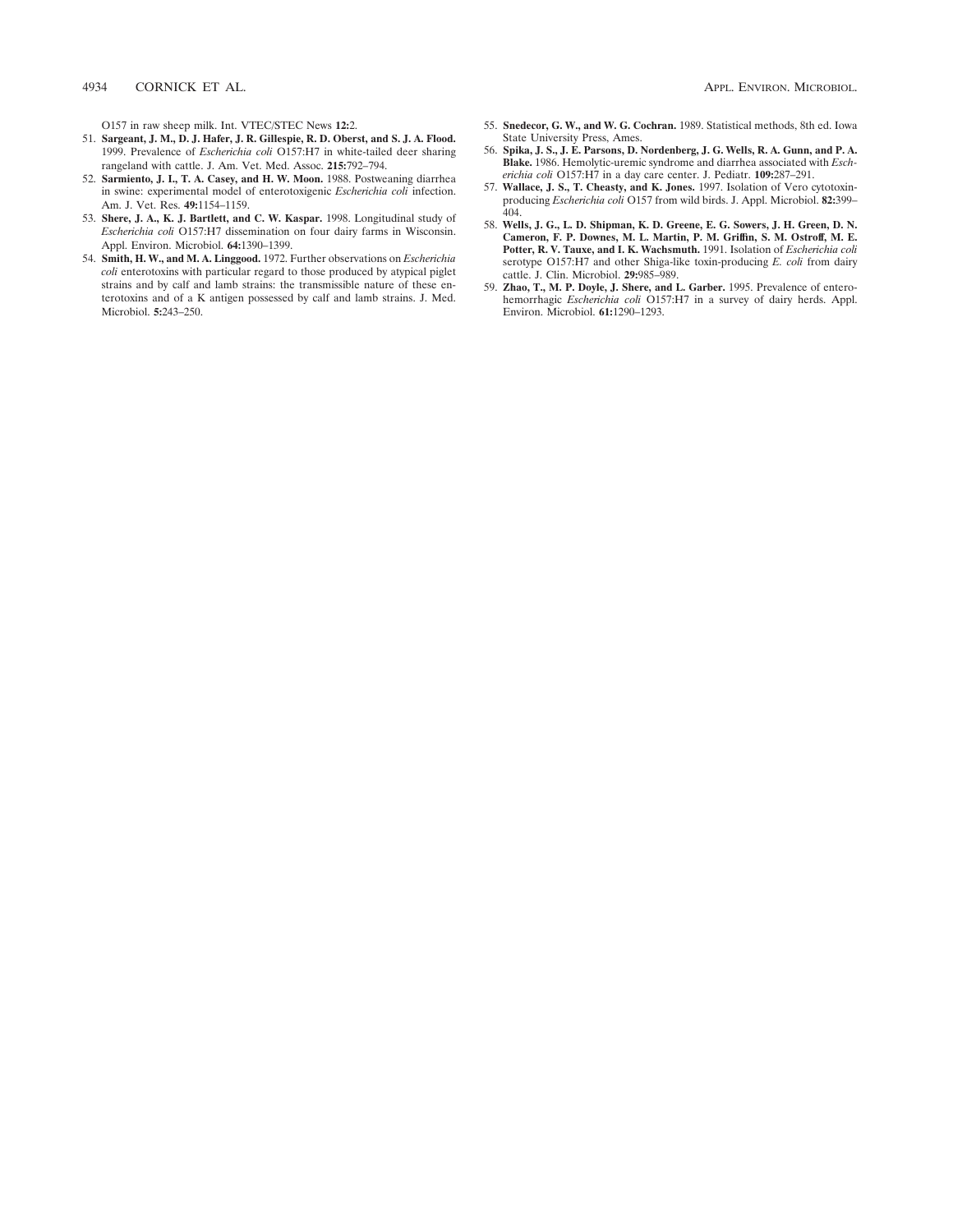O157 in raw sheep milk. Int. VTEC/STEC News **12:**2.

51. **Sargeant, J. M., D. J. Hafer, J. R. Gillespie, R. D. Oberst, and S. J. A. Flood.** 1999. Prevalence of *Escherichia coli* O157:H7 in white-tailed deer sharing rangeland with cattle. J. Am. Vet. Med. Assoc. **215:**792–794.
52. **Sarmiento, J. I., T. A. Casey, and H. W. Moon.** 1988. Postweaning diarrhea in swine: experimental model of enterotoxigenic *Escherichia coli* infection. Am. J. Vet. Res. **49:**1154–1159.
53. **Shere, J. A., K. J. Bartlett, and C. W. Kaspar.** 1998. Longitudinal study of *Escherichia coli* O157:H7 dissemination on four dairy farms in Wisconsin. Appl. Environ. Microbiol. **64:**1390–1399.
54. **Smith, H. W., and M. A. Linggood.** 1972. Further observations on *Escherichia coli* enterotoxins with particular regard to those produced by atypical piglet strains and by calf and lamb strains: the transmissible nature of these enterotoxins and of a K antigen possessed by calf and lamb strains. J. Med. Microbiol. **5:**243–250.
55. **Snedecor, G. W., and W. G. Cochran.** 1989. Statistical methods, 8th ed. Iowa State University Press, Ames.
56. **Spika, J. S., J. E. Parsons, D. Nordenberg, J. G. Wells, R. A. Gunn, and P. A. Blake.** 1986. Hemolytic-uremic syndrome and diarrhea associated with *Escherichia coli* O157:H7 in a day care center. J. Pediatr. **109:**287–291.
57. **Wallace, J. S., T. Cheasty, and K. Jones.** 1997. Isolation of Vero cytotoxin-producing *Escherichia coli* O157 from wild birds. J. Appl. Microbiol. **82:**399–404.
58. **Wells, J. G., L. D. Shipman, K. D. Greene, E. G. Sowers, J. H. Green, D. N. Cameron, F. P. Downes, M. L. Martin, P. M. Griffin, S. M. Ostroff, M. E. Potter, R. V. Tauxe, and I. K. Wachsmuth.** 1991. Isolation of *Escherichia coli* serotype O157:H7 and other Shiga-like toxin-producing *E. coli* from dairy cattle. J. Clin. Microbiol. **29:**985–989.
59. **Zhao, T., M. P. Doyle, J. Shere, and L. Garber.** 1995. Prevalence of enterohemorrhagic *Escherichia coli* O157:H7 in a survey of dairy herds. Appl. Environ. Microbiol. **61:**1290–1293.